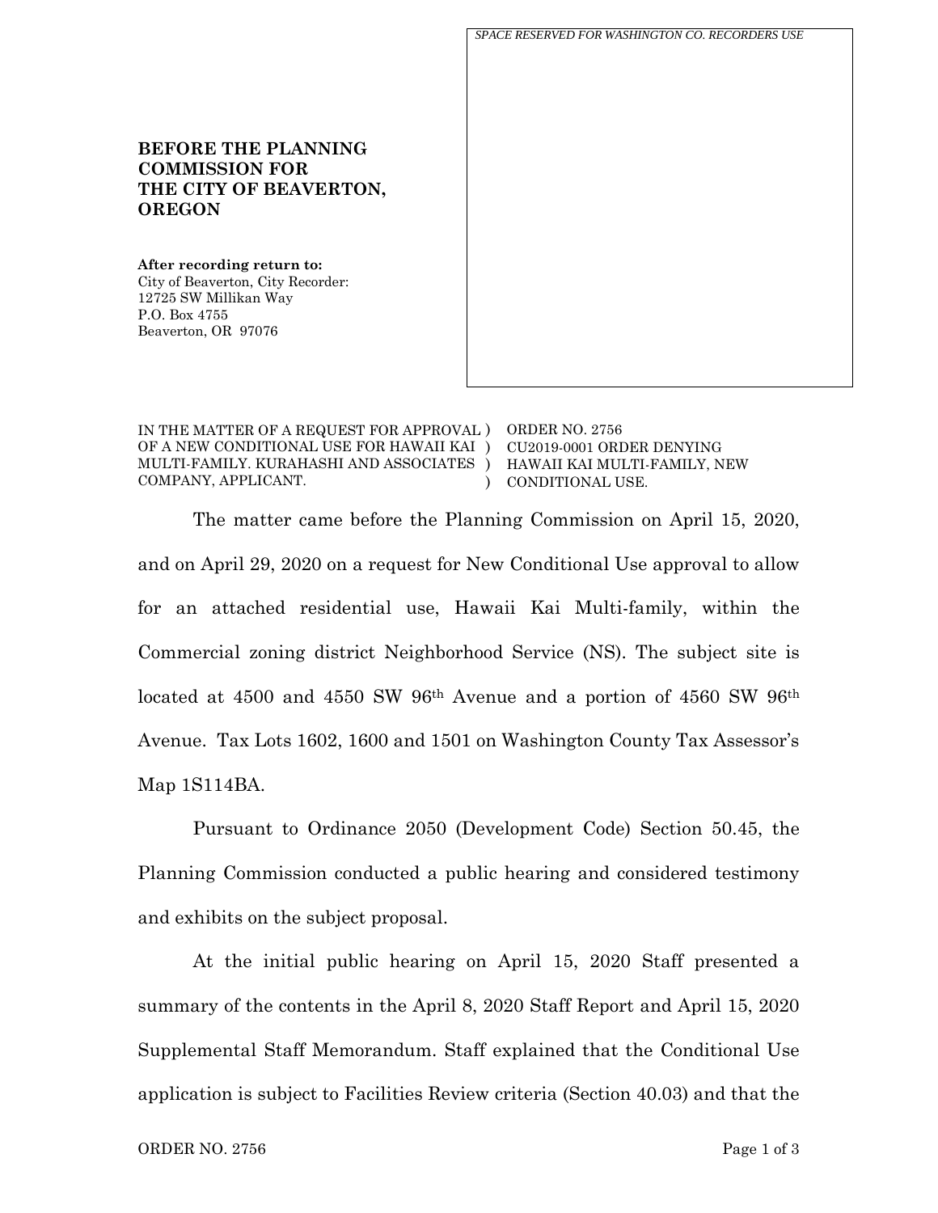*SPACE RESERVED FOR WASHINGTON CO. RECORDERS USE*

**BEFORE THE PLANNING COMMISSION FOR THE CITY OF BEAVERTON, OREGON**

**After recording return to:**
City of Beaverton, City Recorder:
12725 SW Millikan Way
P.O. Box 4755
Beaverton, OR 97076

| | |
|---|---|
| IN THE MATTER OF A REQUEST FOR APPROVAL ) OF A NEW CONDITIONAL USE FOR HAWAII KAI ) MULTI-FAMILY. KURAHASHI AND ASSOCIATES ) COMPANY, APPLICANT. ) | ORDER NO. 2756 CU2019-0001 ORDER DENYING HAWAII KAI MULTI-FAMILY, NEW CONDITIONAL USE. |

The matter came before the Planning Commission on April 15, 2020, and on April 29, 2020 on a request for New Conditional Use approval to allow for an attached residential use, Hawaii Kai Multi-family, within the Commercial zoning district Neighborhood Service (NS). The subject site is located at 4500 and 4550 SW 96th Avenue and a portion of 4560 SW 96th Avenue. Tax Lots 1602, 1600 and 1501 on Washington County Tax Assessor's Map 1S114BA.

Pursuant to Ordinance 2050 (Development Code) Section 50.45, the Planning Commission conducted a public hearing and considered testimony and exhibits on the subject proposal.

At the initial public hearing on April 15, 2020 Staff presented a summary of the contents in the April 8, 2020 Staff Report and April 15, 2020 Supplemental Staff Memorandum. Staff explained that the Conditional Use application is subject to Facilities Review criteria (Section 40.03) and that the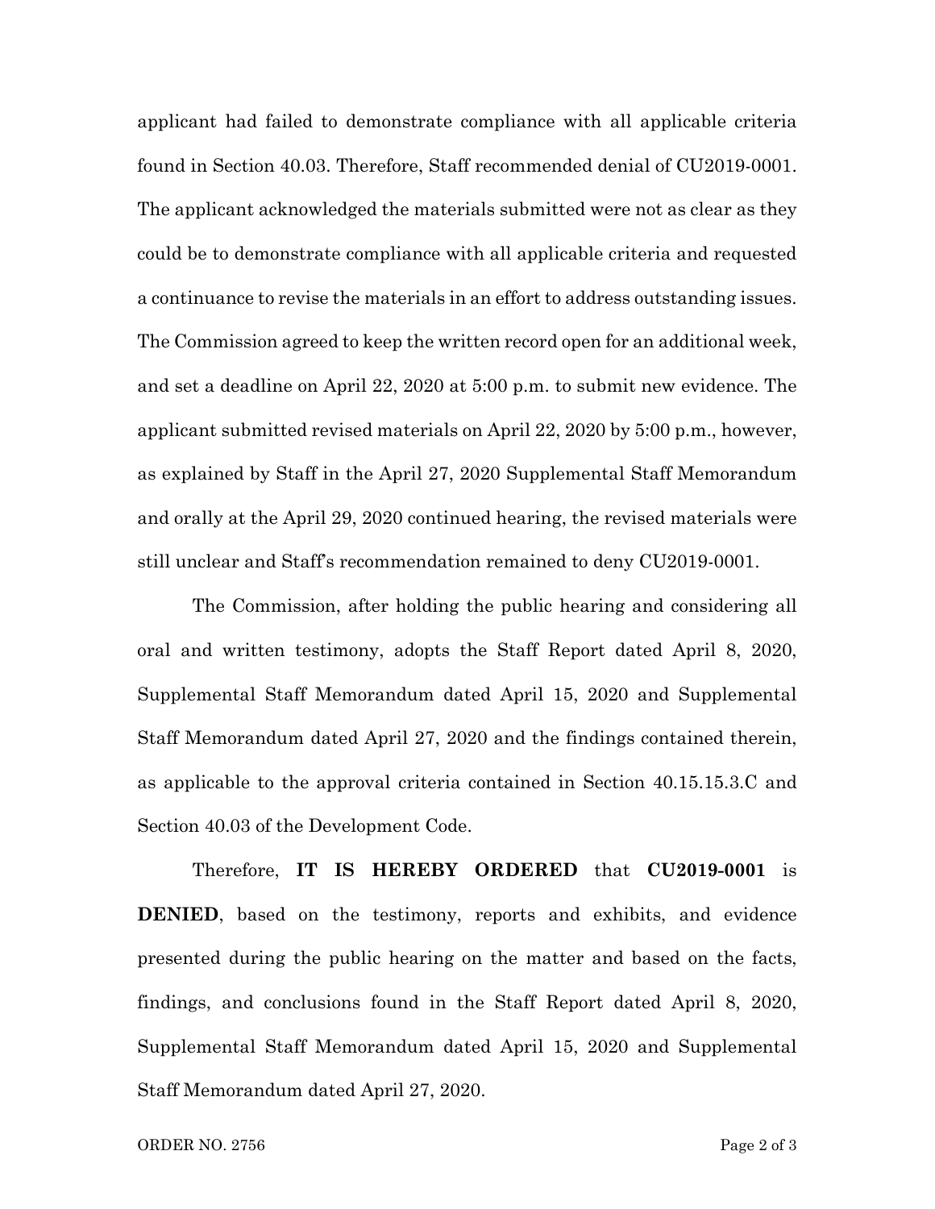applicant had failed to demonstrate compliance with all applicable criteria found in Section 40.03. Therefore, Staff recommended denial of CU2019-0001. The applicant acknowledged the materials submitted were not as clear as they could be to demonstrate compliance with all applicable criteria and requested a continuance to revise the materials in an effort to address outstanding issues. The Commission agreed to keep the written record open for an additional week, and set a deadline on April 22, 2020 at 5:00 p.m. to submit new evidence. The applicant submitted revised materials on April 22, 2020 by 5:00 p.m., however, as explained by Staff in the April 27, 2020 Supplemental Staff Memorandum and orally at the April 29, 2020 continued hearing, the revised materials were still unclear and Staff's recommendation remained to deny CU2019-0001.

The Commission, after holding the public hearing and considering all oral and written testimony, adopts the Staff Report dated April 8, 2020, Supplemental Staff Memorandum dated April 15, 2020 and Supplemental Staff Memorandum dated April 27, 2020 and the findings contained therein, as applicable to the approval criteria contained in Section 40.15.15.3.C and Section 40.03 of the Development Code.

Therefore, **IT IS HEREBY ORDERED** that **CU2019-0001** is **DENIED**, based on the testimony, reports and exhibits, and evidence presented during the public hearing on the matter and based on the facts, findings, and conclusions found in the Staff Report dated April 8, 2020, Supplemental Staff Memorandum dated April 15, 2020 and Supplemental Staff Memorandum dated April 27, 2020.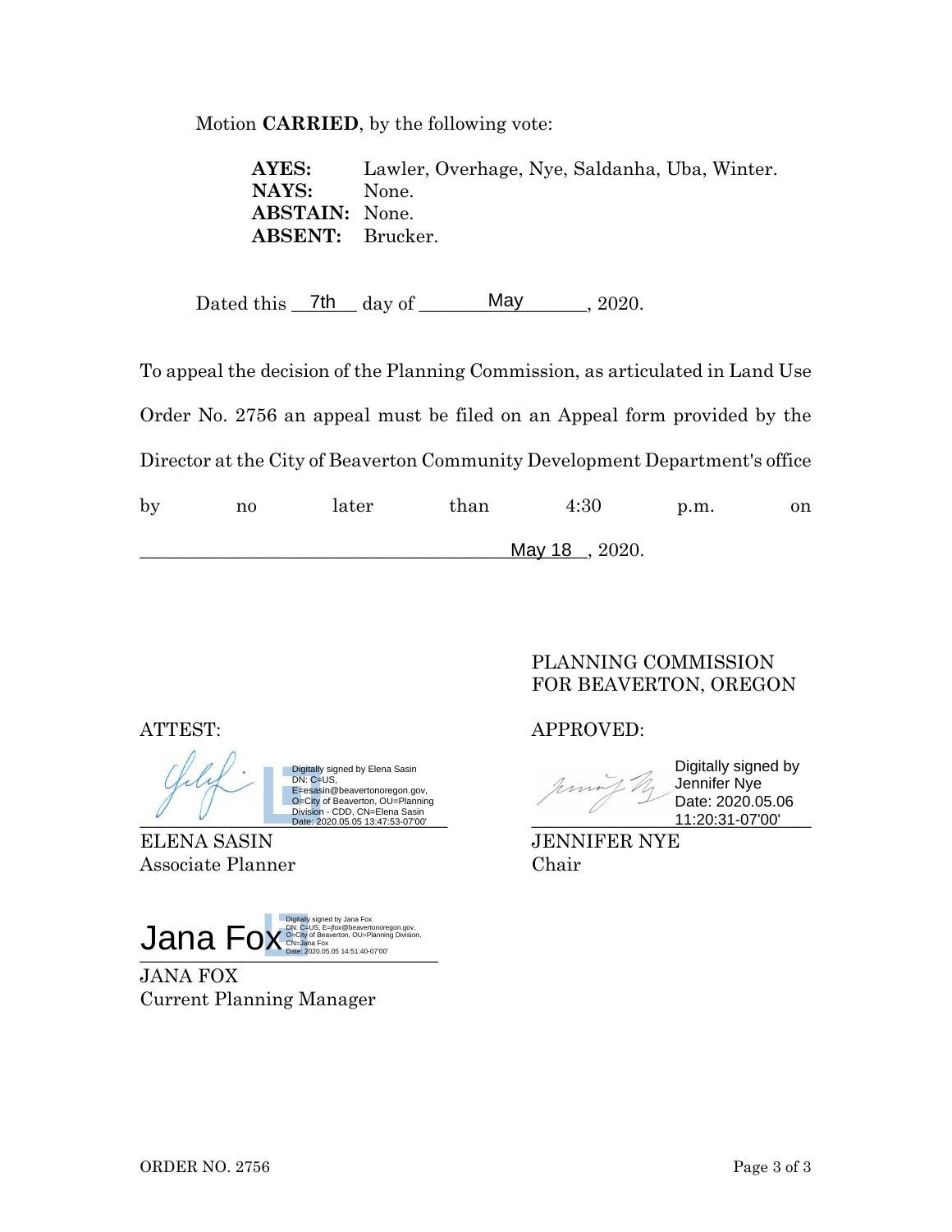Motion **CARRIED**, by the following vote:

**AYES:** Lawler, Overhage, Nye, Saldanha, Uba, Winter.
**NAYS:** None.
**ABSTAIN:** None.
**ABSENT:** Brucker.

Dated this 7th day of May, 2020.

To appeal the decision of the Planning Commission, as articulated in Land Use Order No. 2756 an appeal must be filed on an Appeal form provided by the Director at the City of Beaverton Community Development Department's office by no later than 4:30 p.m. on May 18, 2020.

PLANNING COMMISSION
FOR BEAVERTON, OREGON

ATTEST:

Digitally signed by Elena Sasin
DN: C=US, E=esasin@beavertonoregon.gov, O=City of Beaverton, OU=Planning Division - CDD, CN=Elena Sasin
Date: 2020.05.05 13:47:53-07'00'

ELENA SASIN
Associate Planner

APPROVED:

Digitally signed by Jennifer Nye
Date: 2020.05.06 11:20:31-07'00'

JENNIFER NYE
Chair

Jana Fox

Digitally signed by Jana Fox
DN: C=US, E=jfox@beavertonoregon.gov, O=City of Beaverton, OU=Planning Division, CN=Jana Fox
Date: 2020.05.05 14:51:40-07'00'

JANA FOX
Current Planning Manager

ORDER NO. 2756